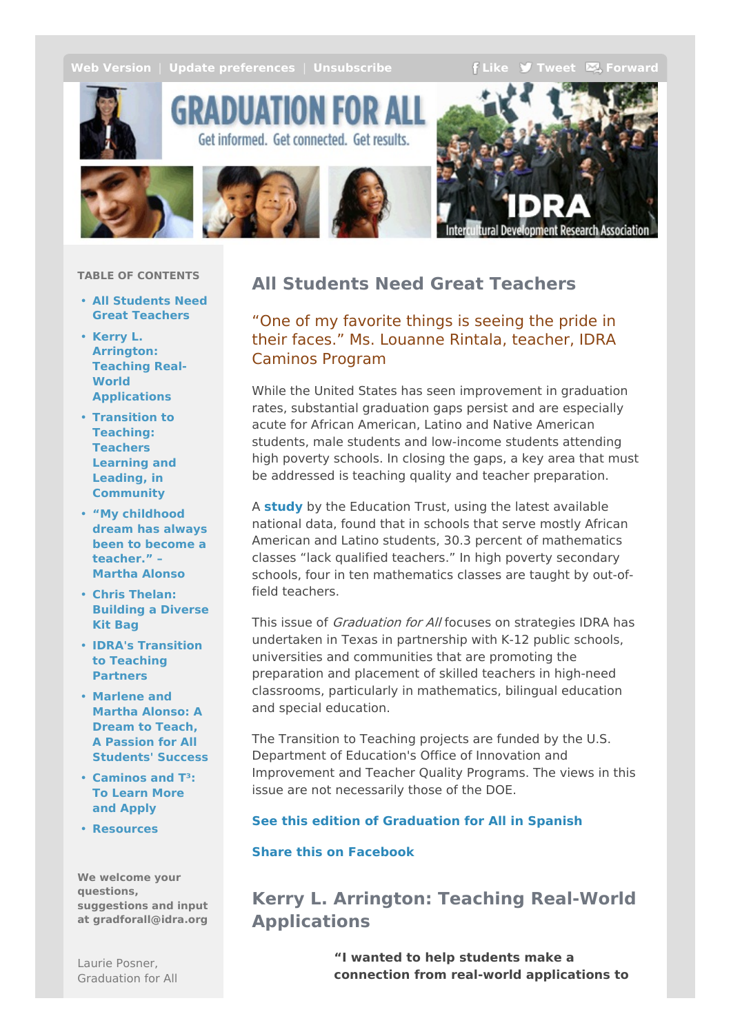Web Version | Update preferences | Unsubscribe        Like  Tweet  Forward

GRADUATION FOR ALL

Get informed. Get connected. Get results.

IDRA Intercultural Development Research Association

**TABLE OF CONTENTS**

- **All Students Need Great Teachers**
- **Kerry L. Arrington: Teaching Real-World Applications**
- **Transition to Teaching: Teachers Learning and Leading, in Community**
- **"My childhood dream has always been to become a teacher." – Martha Alonso**
- **Chris Thelan: Building a Diverse Kit Bag**
- **IDRA's Transition to Teaching Partners**
- **Marlene and Martha Alonso: A Dream to Teach, A Passion for All Students' Success**
- **Caminos and T³: To Learn More and Apply**
- **Resources**

**We welcome your questions, suggestions and input at gradforall@idra.org**

Laurie Posner, Graduation for All

## All Students Need Great Teachers

"One of my favorite things is seeing the pride in their faces." Ms. Louanne Rintala, teacher, IDRA Caminos Program

While the United States has seen improvement in graduation rates, substantial graduation gaps persist and are especially acute for African American, Latino and Native American students, male students and low-income students attending high poverty schools. In closing the gaps, a key area that must be addressed is teaching quality and teacher preparation.

A **study** by the Education Trust, using the latest available national data, found that in schools that serve mostly African American and Latino students, 30.3 percent of mathematics classes "lack qualified teachers." In high poverty secondary schools, four in ten mathematics classes are taught by out-of-field teachers.

This issue of *Graduation for All* focuses on strategies IDRA has undertaken in Texas in partnership with K-12 public schools, universities and communities that are promoting the preparation and placement of skilled teachers in high-need classrooms, particularly in mathematics, bilingual education and special education.

The Transition to Teaching projects are funded by the U.S. Department of Education's Office of Innovation and Improvement and Teacher Quality Programs. The views in this issue are not necessarily those of the DOE.

**See this edition of Graduation for All in Spanish**

**Share this on Facebook**

## Kerry L. Arrington: Teaching Real-World Applications

**"I wanted to help students make a connection from real-world applications to**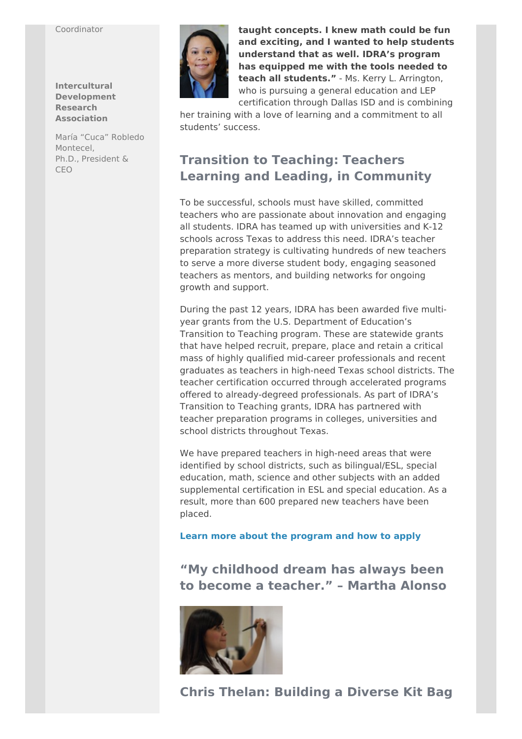Coordinator

**Intercultural Development Research Association**

María "Cuca" Robledo Montecel, Ph.D., President & CEO

**taught concepts. I knew math could be fun and exciting, and I wanted to help students understand that as well. IDRA's program has equipped me with the tools needed to teach all students."** - Ms. Kerry L. Arrington, who is pursuing a general education and LEP certification through Dallas ISD and is combining her training with a love of learning and a commitment to all students' success.

## Transition to Teaching: Teachers Learning and Leading, in Community

To be successful, schools must have skilled, committed teachers who are passionate about innovation and engaging all students. IDRA has teamed up with universities and K-12 schools across Texas to address this need. IDRA's teacher preparation strategy is cultivating hundreds of new teachers to serve a more diverse student body, engaging seasoned teachers as mentors, and building networks for ongoing growth and support.

During the past 12 years, IDRA has been awarded five multi-year grants from the U.S. Department of Education's Transition to Teaching program. These are statewide grants that have helped recruit, prepare, place and retain a critical mass of highly qualified mid-career professionals and recent graduates as teachers in high-need Texas school districts. The teacher certification occurred through accelerated programs offered to already-degreed professionals. As part of IDRA's Transition to Teaching grants, IDRA has partnered with teacher preparation programs in colleges, universities and school districts throughout Texas.

We have prepared teachers in high-need areas that were identified by school districts, such as bilingual/ESL, special education, math, science and other subjects with an added supplemental certification in ESL and special education. As a result, more than 600 prepared new teachers have been placed.

**Learn more about the program and how to apply**

## "My childhood dream has always been to become a teacher." – Martha Alonso

## Chris Thelan: Building a Diverse Kit Bag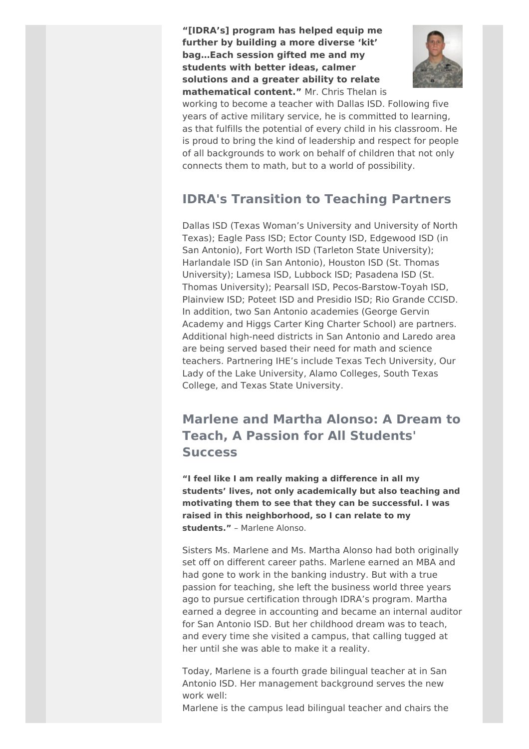**“[IDRA’s] program has helped equip me further by building a more diverse ‘kit’ bag…Each session gifted me and my students with better ideas, calmer solutions and a greater ability to relate mathematical content.”** Mr. Chris Thelan is working to become a teacher with Dallas ISD. Following five years of active military service, he is committed to learning, as that fulfills the potential of every child in his classroom. He is proud to bring the kind of leadership and respect for people of all backgrounds to work on behalf of children that not only connects them to math, but to a world of possibility.

## IDRA's Transition to Teaching Partners

Dallas ISD (Texas Woman’s University and University of North Texas); Eagle Pass ISD; Ector County ISD, Edgewood ISD (in San Antonio), Fort Worth ISD (Tarleton State University); Harlandale ISD (in San Antonio), Houston ISD (St. Thomas University); Lamesa ISD, Lubbock ISD; Pasadena ISD (St. Thomas University); Pearsall ISD, Pecos-Barstow-Toyah ISD, Plainview ISD; Poteet ISD and Presidio ISD; Rio Grande CCISD. In addition, two San Antonio academies (George Gervin Academy and Higgs Carter King Charter School) are partners. Additional high-need districts in San Antonio and Laredo area are being served based their need for math and science teachers. Partnering IHE’s include Texas Tech University, Our Lady of the Lake University, Alamo Colleges, South Texas College, and Texas State University.

## Marlene and Martha Alonso: A Dream to Teach, A Passion for All Students' Success

**“I feel like I am really making a difference in all my students’ lives, not only academically but also teaching and motivating them to see that they can be successful. I was raised in this neighborhood, so I can relate to my students.”** – Marlene Alonso.

Sisters Ms. Marlene and Ms. Martha Alonso had both originally set off on different career paths. Marlene earned an MBA and had gone to work in the banking industry. But with a true passion for teaching, she left the business world three years ago to pursue certification through IDRA’s program. Martha earned a degree in accounting and became an internal auditor for San Antonio ISD. But her childhood dream was to teach, and every time she visited a campus, that calling tugged at her until she was able to make it a reality.

Today, Marlene is a fourth grade bilingual teacher at in San Antonio ISD. Her management background serves the new work well:
Marlene is the campus lead bilingual teacher and chairs the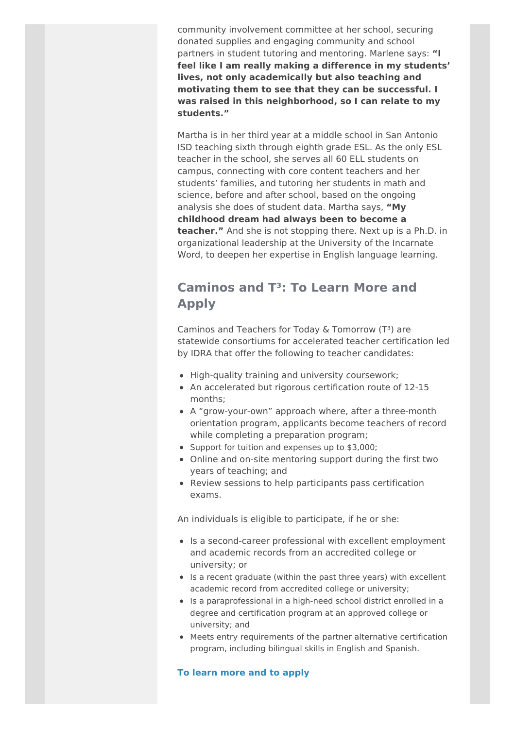community involvement committee at her school, securing donated supplies and engaging community and school partners in student tutoring and mentoring. Marlene says: **"I feel like I am really making a difference in my students' lives, not only academically but also teaching and motivating them to see that they can be successful. I was raised in this neighborhood, so I can relate to my students."**

Martha is in her third year at a middle school in San Antonio ISD teaching sixth through eighth grade ESL. As the only ESL teacher in the school, she serves all 60 ELL students on campus, connecting with core content teachers and her students' families, and tutoring her students in math and science, before and after school, based on the ongoing analysis she does of student data. Martha says, **"My childhood dream had always been to become a teacher."** And she is not stopping there. Next up is a Ph.D. in organizational leadership at the University of the Incarnate Word, to deepen her expertise in English language learning.

## Caminos and T$^3$: To Learn More and Apply

Caminos and Teachers for Today & Tomorrow (T$^3$) are statewide consortiums for accelerated teacher certification led by IDRA that offer the following to teacher candidates:

- High-quality training and university coursework;
- An accelerated but rigorous certification route of 12-15 months;
- A "grow-your-own" approach where, after a three-month orientation program, applicants become teachers of record while completing a preparation program;
- Support for tuition and expenses up to $3,000;
- Online and on-site mentoring support during the first two years of teaching; and
- Review sessions to help participants pass certification exams.

An individuals is eligible to participate, if he or she:

- Is a second-career professional with excellent employment and academic records from an accredited college or university; or
- Is a recent graduate (within the past three years) with excellent academic record from accredited college or university;
- Is a paraprofessional in a high-need school district enrolled in a degree and certification program at an approved college or university; and
- Meets entry requirements of the partner alternative certification program, including bilingual skills in English and Spanish.

**To learn more and to apply**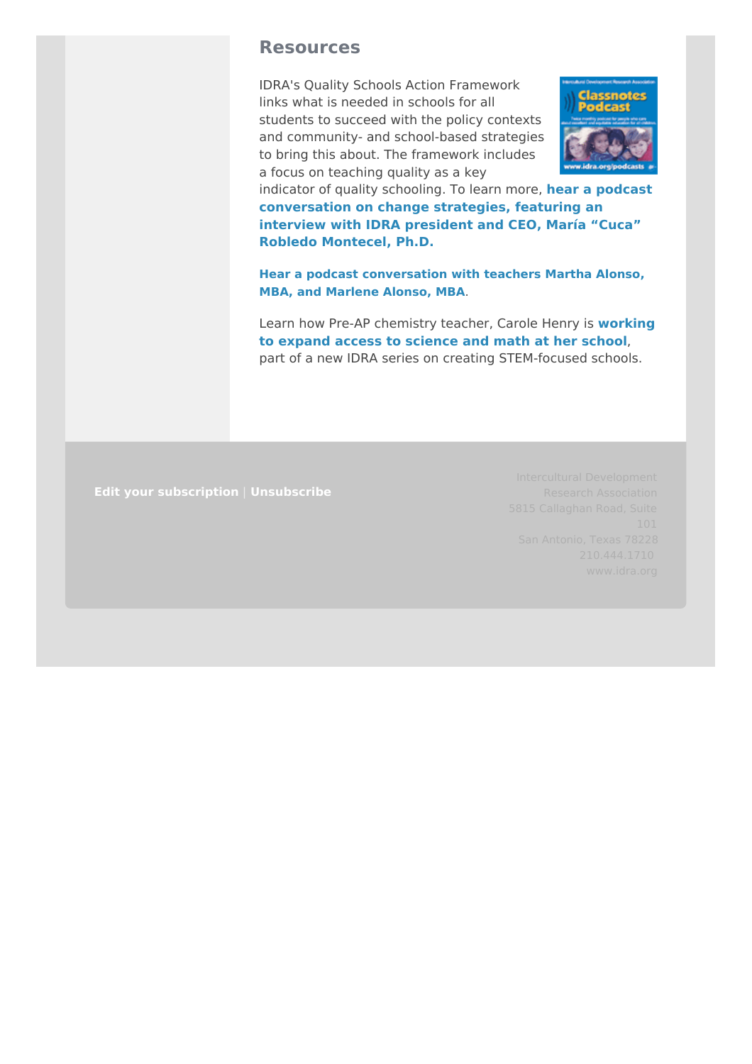## Resources

IDRA's Quality Schools Action Framework links what is needed in schools for all students to succeed with the policy contexts and community- and school-based strategies to bring this about. The framework includes a focus on teaching quality as a key indicator of quality schooling. To learn more, **hear a podcast conversation on change strategies, featuring an interview with IDRA president and CEO, María "Cuca" Robledo Montecel, Ph.D.**

**Hear a podcast conversation with teachers Martha Alonso, MBA, and Marlene Alonso, MBA**.

Learn how Pre-AP chemistry teacher, Carole Henry is **working to expand access to science and math at her school**, part of a new IDRA series on creating STEM-focused schools.

**Edit your subscription** | **Unsubscribe**

Intercultural Development Research Association
5815 Callaghan Road, Suite 101
San Antonio, Texas 78228
210.444.1710
www.idra.org